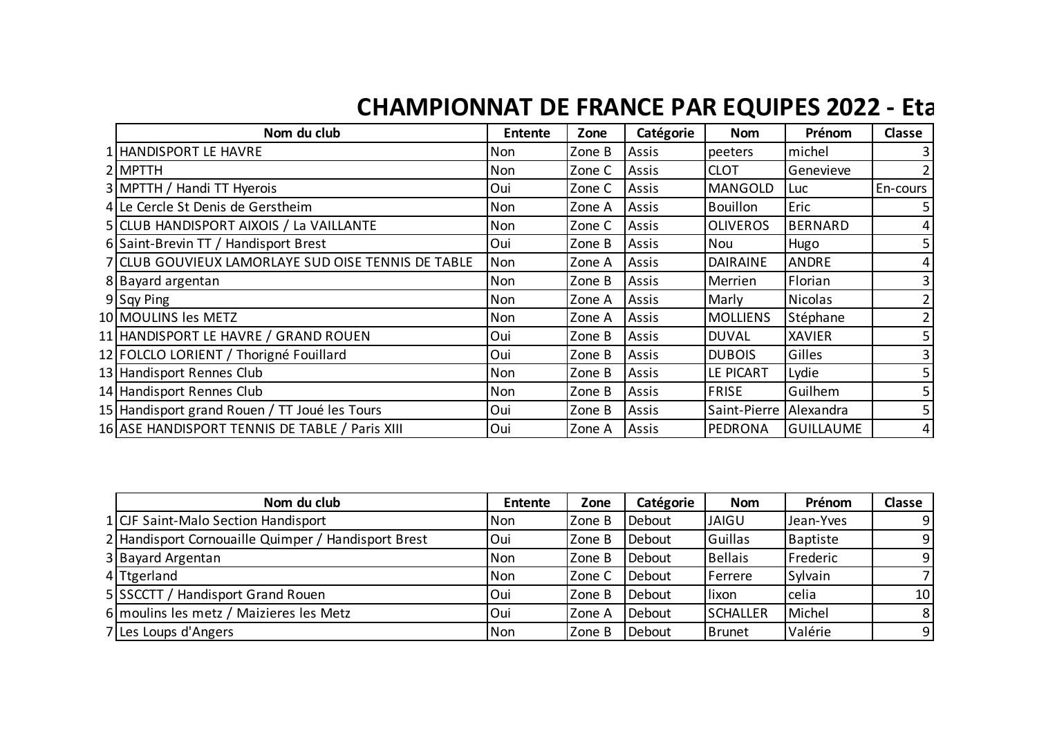# CHAMPIONNAT DE FRANCE PAR EQUIPES 2022 - Eta

| | Nom du club | Entente | Zone | Catégorie | Nom | Prénom | Classe |
|---|---|---|---|---|---|---|---|
| 1 | HANDISPORT LE HAVRE | Non | Zone B | Assis | peeters | michel | 3 |
| 2 | MPTTH | Non | Zone C | Assis | CLOT | Genevieve | 2 |
| 3 | MPTTH / Handi TT Hyerois | Oui | Zone C | Assis | MANGOLD | Luc | En-cours |
| 4 | Le Cercle St Denis de Gerstheim | Non | Zone A | Assis | Bouillon | Eric | 5 |
| 5 | CLUB HANDISPORT AIXOIS / La VAILLANTE | Non | Zone C | Assis | OLIVEROS | BERNARD | 4 |
| 6 | Saint-Brevin TT / Handisport Brest | Oui | Zone B | Assis | Nou | Hugo | 5 |
| 7 | CLUB GOUVIEUX LAMORLAYE SUD OISE TENNIS DE TABLE | Non | Zone A | Assis | DAIRAINE | ANDRE | 4 |
| 8 | Bayard argentan | Non | Zone B | Assis | Merrien | Florian | 3 |
| 9 | Sqy Ping | Non | Zone A | Assis | Marly | Nicolas | 2 |
| 10 | MOULINS les METZ | Non | Zone A | Assis | MOLLIENS | Stéphane | 2 |
| 11 | HANDISPORT LE HAVRE / GRAND ROUEN | Oui | Zone B | Assis | DUVAL | XAVIER | 5 |
| 12 | FOLCLO LORIENT / Thorigné Fouillard | Oui | Zone B | Assis | DUBOIS | Gilles | 3 |
| 13 | Handisport Rennes Club | Non | Zone B | Assis | LE PICART | Lydie | 5 |
| 14 | Handisport Rennes Club | Non | Zone B | Assis | FRISE | Guilhem | 5 |
| 15 | Handisport grand Rouen / TT Joué les Tours | Oui | Zone B | Assis | Saint-Pierre | Alexandra | 5 |
| 16 | ASE HANDISPORT TENNIS DE TABLE / Paris XIII | Oui | Zone A | Assis | PEDRONA | GUILLAUME | 4 |

| | Nom du club | Entente | Zone | Catégorie | Nom | Prénom | Classe |
|---|---|---|---|---|---|---|---|
| 1 | CJF Saint-Malo Section Handisport | Non | Zone B | Debout | JAIGU | Jean-Yves | 9 |
| 2 | Handisport Cornouaille Quimper / Handisport Brest | Oui | Zone B | Debout | Guillas | Baptiste | 9 |
| 3 | Bayard Argentan | Non | Zone B | Debout | Bellais | Frederic | 9 |
| 4 | Ttgerland | Non | Zone C | Debout | Ferrere | Sylvain | 7 |
| 5 | SSCCTT / Handisport Grand Rouen | Oui | Zone B | Debout | lixon | celia | 10 |
| 6 | moulins les metz / Maizieres les Metz | Oui | Zone A | Debout | SCHALLER | Michel | 8 |
| 7 | Les Loups d'Angers | Non | Zone B | Debout | Brunet | Valérie | 9 |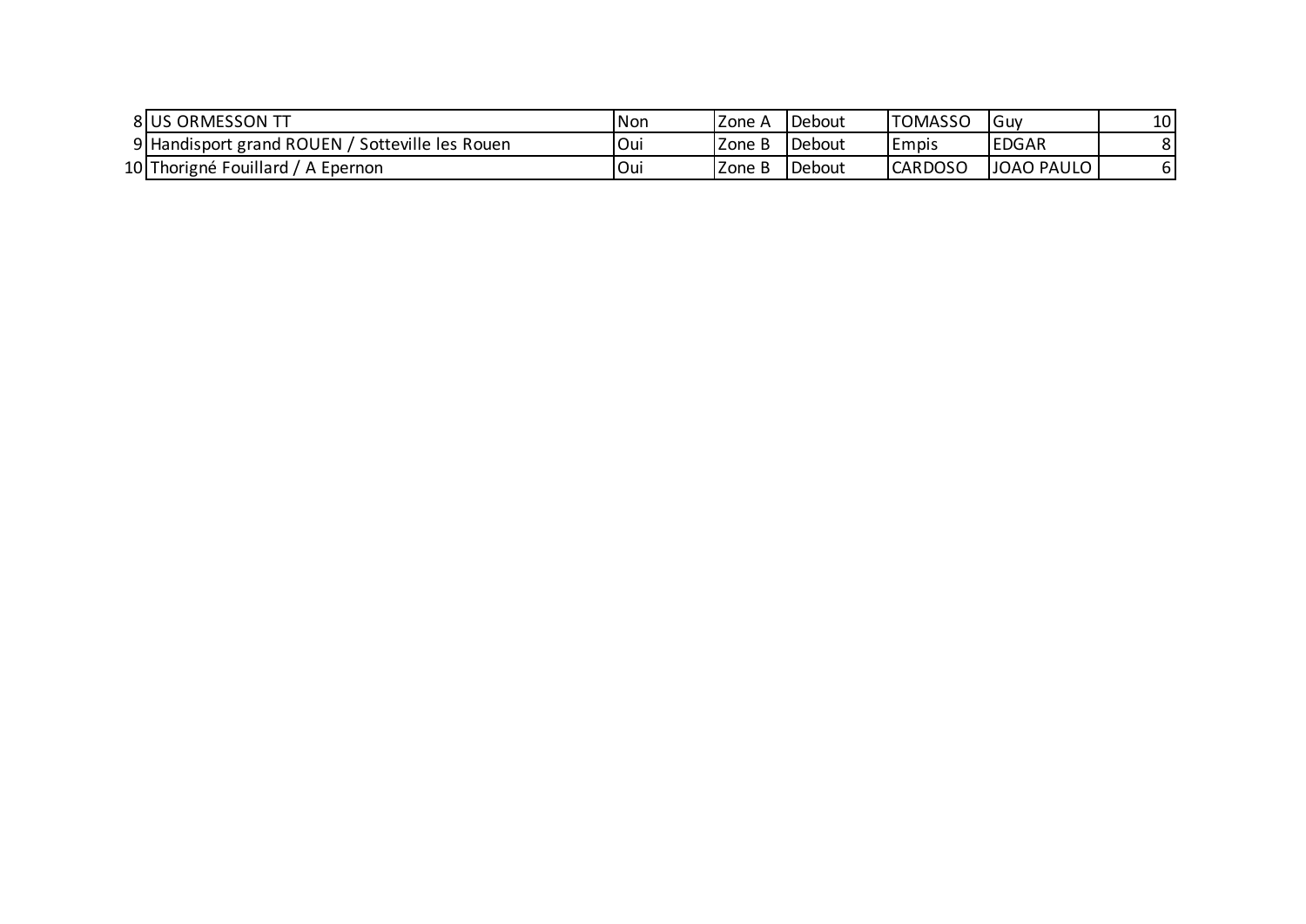| | | | | | | | |
|---|---|---|---|---|---|---|---|
| 8 | US ORMESSON TT | Non | Zone A | Debout | TOMASSO | Guy | 10 |
| 9 | Handisport grand ROUEN / Sotteville les Rouen | Oui | Zone B | Debout | Empis | EDGAR | 8 |
| 10 | Thorigné Fouillard / A Epernon | Oui | Zone B | Debout | CARDOSO | JOAO PAULO | 6 |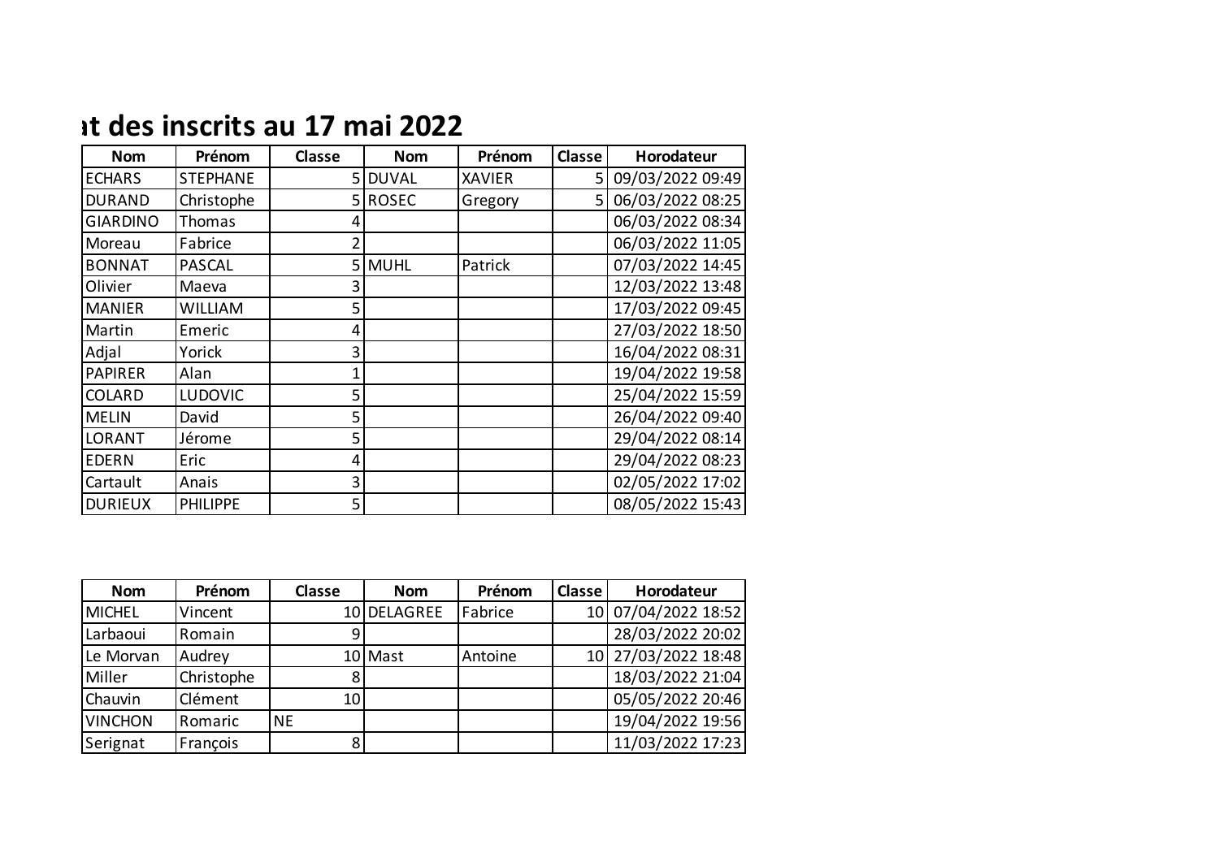# at des inscrits au 17 mai 2022

| Nom | Prénom | Classe | Nom | Prénom | Classe | Horodateur |
|---|---|---|---|---|---|---|
| ECHARS | STEPHANE | 5 | DUVAL | XAVIER | 5 | 09/03/2022 09:49 |
| DURAND | Christophe | 5 | ROSEC | Gregory | 5 | 06/03/2022 08:25 |
| GIARDINO | Thomas | 4 | | | | 06/03/2022 08:34 |
| Moreau | Fabrice | 2 | | | | 06/03/2022 11:05 |
| BONNAT | PASCAL | 5 | MUHL | Patrick | | 07/03/2022 14:45 |
| Olivier | Maeva | 3 | | | | 12/03/2022 13:48 |
| MANIER | WILLIAM | 5 | | | | 17/03/2022 09:45 |
| Martin | Emeric | 4 | | | | 27/03/2022 18:50 |
| Adjal | Yorick | 3 | | | | 16/04/2022 08:31 |
| PAPIRER | Alan | 1 | | | | 19/04/2022 19:58 |
| COLARD | LUDOVIC | 5 | | | | 25/04/2022 15:59 |
| MELIN | David | 5 | | | | 26/04/2022 09:40 |
| LORANT | Jérome | 5 | | | | 29/04/2022 08:14 |
| EDERN | Eric | 4 | | | | 29/04/2022 08:23 |
| Cartault | Anais | 3 | | | | 02/05/2022 17:02 |
| DURIEUX | PHILIPPE | 5 | | | | 08/05/2022 15:43 |

| Nom | Prénom | Classe | Nom | Prénom | Classe | Horodateur |
|---|---|---|---|---|---|---|
| MICHEL | Vincent | 10 | DELAGREE | Fabrice | 10 | 07/04/2022 18:52 |
| Larbaoui | Romain | 9 | | | | 28/03/2022 20:02 |
| Le Morvan | Audrey | 10 | Mast | Antoine | 10 | 27/03/2022 18:48 |
| Miller | Christophe | 8 | | | | 18/03/2022 21:04 |
| Chauvin | Clément | 10 | | | | 05/05/2022 20:46 |
| VINCHON | Romaric | NE | | | | 19/04/2022 19:56 |
| Serignat | François | 8 | | | | 11/03/2022 17:23 |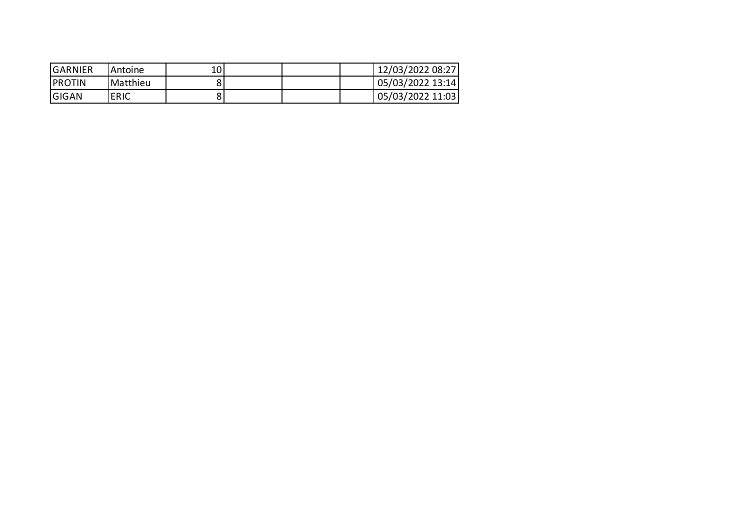| | | | | | | |
|---|---|---|---|---|---|---|
| GARNIER | Antoine | 10 | | | | 12/03/2022 08:27 |
| PROTIN | Matthieu | 8 | | | | 05/03/2022 13:14 |
| GIGAN | ERIC | 8 | | | | 05/03/2022 11:03 |